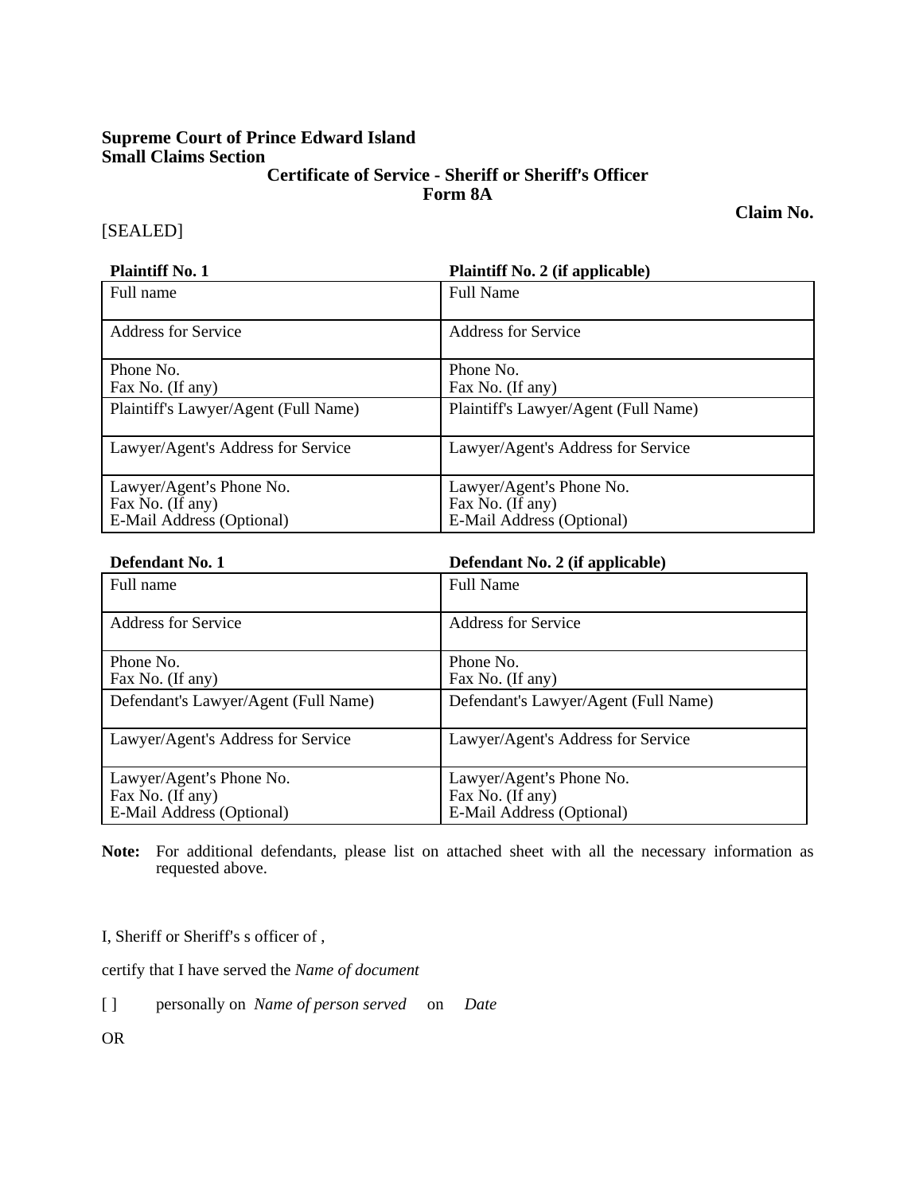**Supreme Court of Prince Edward Island**
**Small Claims Section**

**Certificate of Service - Sheriff or Sheriff's Officer**
**Form 8A**

**Claim No.**

[SEALED]

| **Plaintiff No. 1** | **Plaintiff No. 2 (if applicable)** |
| --- | --- |
| Full name | Full Name |
| Address for Service | Address for Service |
| Phone No.<br>Fax No. (If any) | Phone No.<br>Fax No. (If any) |
| Plaintiff's Lawyer/Agent (Full Name) | Plaintiff's Lawyer/Agent (Full Name) |
| Lawyer/Agent's Address for Service | Lawyer/Agent's Address for Service |
| Lawyer/Agent's Phone No.<br>Fax No. (If any)<br>E-Mail Address (Optional) | Lawyer/Agent's Phone No.<br>Fax No. (If any)<br>E-Mail Address (Optional) |

| **Defendant No. 1** | **Defendant No. 2 (if applicable)** |
| --- | --- |
| Full name | Full Name |
| Address for Service | Address for Service |
| Phone No.<br>Fax No. (If any) | Phone No.<br>Fax No. (If any) |
| Defendant's Lawyer/Agent (Full Name) | Defendant's Lawyer/Agent (Full Name) |
| Lawyer/Agent's Address for Service | Lawyer/Agent's Address for Service |
| Lawyer/Agent's Phone No.<br>Fax No. (If any)<br>E-Mail Address (Optional) | Lawyer/Agent's Phone No.<br>Fax No. (If any)<br>E-Mail Address (Optional) |

**Note:** For additional defendants, please list on attached sheet with all the necessary information as requested above.

I, Sheriff or Sheriff's s officer of ,

certify that I have served the *Name of document*

[ ] personally on *Name of person served* on *Date*

OR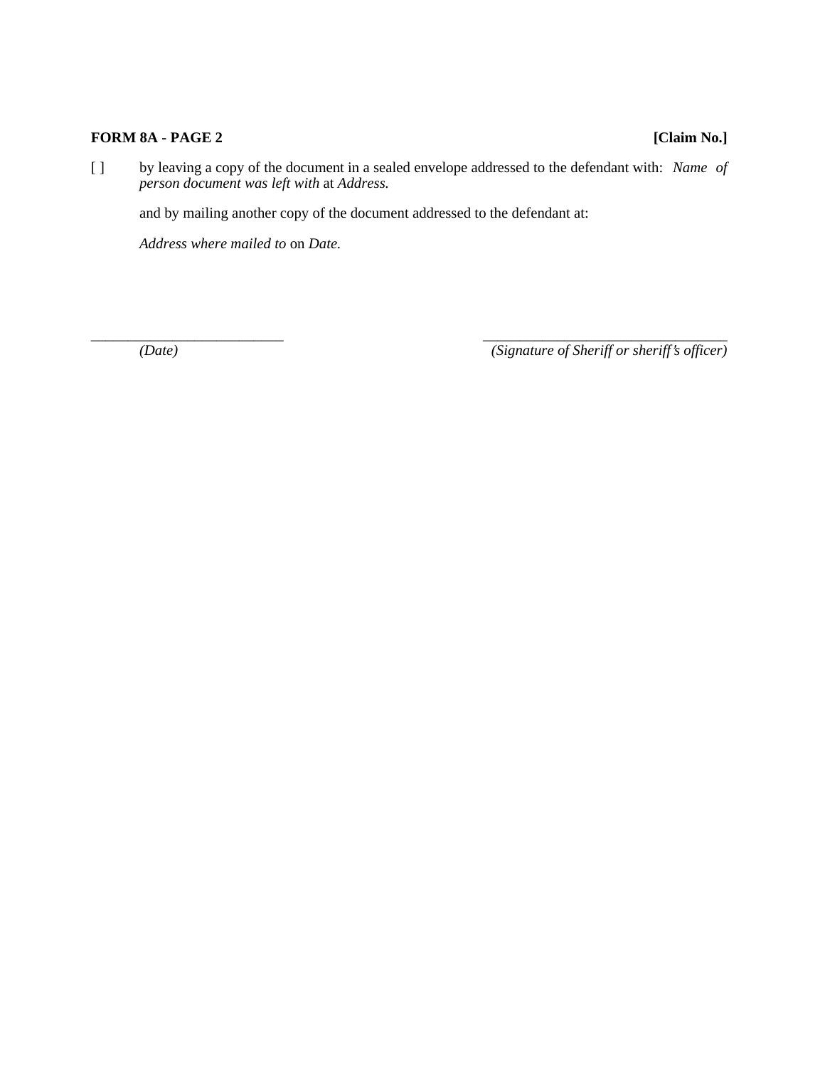**FORM 8A - PAGE 2** **[Claim No.]**

[ ] by leaving a copy of the document in a sealed envelope addressed to the defendant with: *Name of person document was left with* at *Address.*

and by mailing another copy of the document addressed to the defendant at:

*Address where mailed to* on *Date.*

___________________________ ___________________________________
*(Date)* *(Signature of Sheriff or sheriff's officer)*